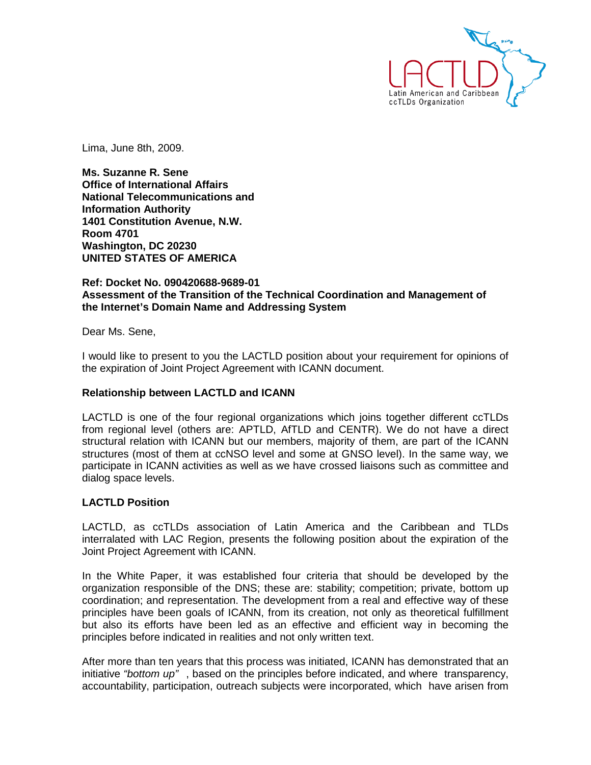LACTLD
Latin American and Caribbean ccTLDs Organization

Lima, June 8th, 2009.

**Ms. Suzanne R. Sene**
**Office of International Affairs**
**National Telecommunications and**
**Information Authority**
**1401 Constitution Avenue, N.W.**
**Room 4701**
**Washington, DC 20230**
**UNITED STATES OF AMERICA**

**Ref: Docket No. 090420688-9689-01**
**Assessment of the Transition of the Technical Coordination and Management of the Internet's Domain Name and Addressing System**

Dear Ms. Sene,

I would like to present to you the LACTLD position about your requirement for opinions of the expiration of Joint Project Agreement with ICANN document.

**Relationship between LACTLD and ICANN**

LACTLD is one of the four regional organizations which joins together different ccTLDs from regional level (others are: APTLD, AfTLD and CENTR). We do not have a direct structural relation with ICANN but our members, majority of them, are part of the ICANN structures (most of them at ccNSO level and some at GNSO level). In the same way, we participate in ICANN activities as well as we have crossed liaisons such as committee and dialog space levels.

**LACTLD Position**

LACTLD, as ccTLDs association of Latin America and the Caribbean and TLDs interralated with LAC Region, presents the following position about the expiration of the Joint Project Agreement with ICANN.

In the White Paper, it was established four criteria that should be developed by the organization responsible of the DNS; these are: stability; competition; private, bottom up coordination; and representation. The development from a real and effective way of these principles have been goals of ICANN, from its creation, not only as theoretical fulfillment but also its efforts have been led as an effective and efficient way in becoming the principles before indicated in realities and not only written text.

After more than ten years that this process was initiated, ICANN has demonstrated that an initiative *"bottom up"* , based on the principles before indicated, and where transparency, accountability, participation, outreach subjects were incorporated, which have arisen from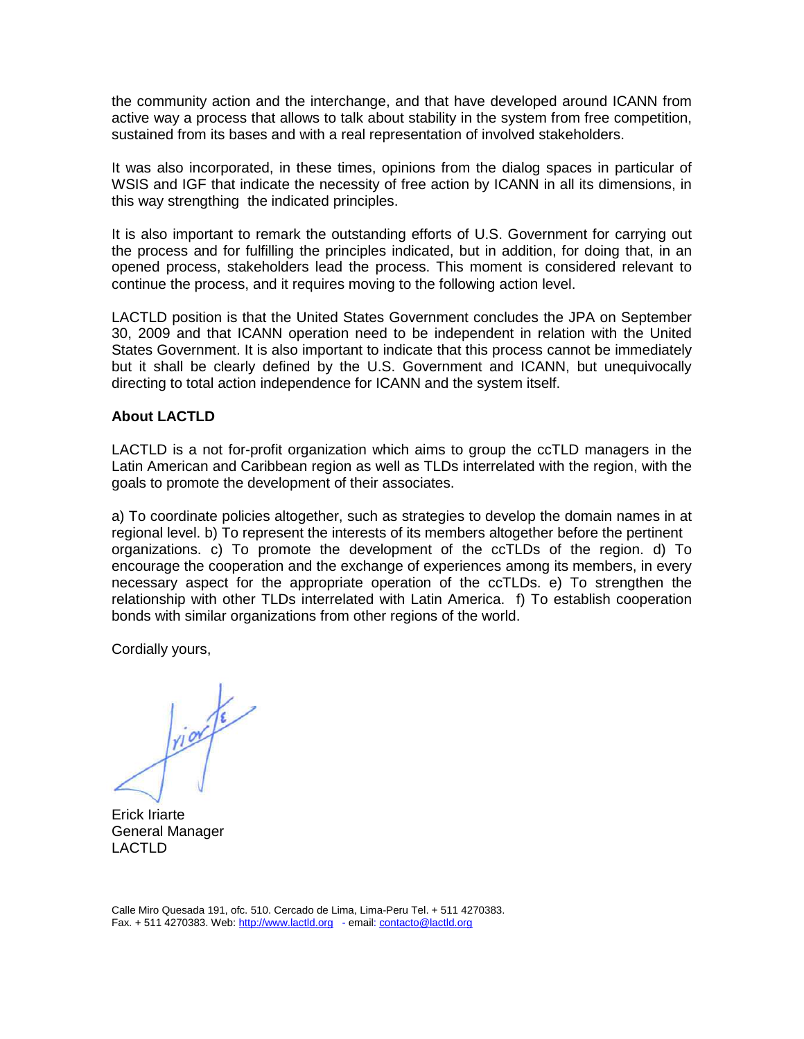the community action and the interchange, and that have developed around ICANN from active way a process that allows to talk about stability in the system from free competition, sustained from its bases and with a real representation of involved stakeholders.

It was also incorporated, in these times, opinions from the dialog spaces in particular of WSIS and IGF that indicate the necessity of free action by ICANN in all its dimensions, in this way strengthing the indicated principles.

It is also important to remark the outstanding efforts of U.S. Government for carrying out the process and for fulfilling the principles indicated, but in addition, for doing that, in an opened process, stakeholders lead the process. This moment is considered relevant to continue the process, and it requires moving to the following action level.

LACTLD position is that the United States Government concludes the JPA on September 30, 2009 and that ICANN operation need to be independent in relation with the United States Government. It is also important to indicate that this process cannot be immediately but it shall be clearly defined by the U.S. Government and ICANN, but unequivocally directing to total action independence for ICANN and the system itself.

**About LACTLD**

LACTLD is a not for-profit organization which aims to group the ccTLD managers in the Latin American and Caribbean region as well as TLDs interrelated with the region, with the goals to promote the development of their associates.

a) To coordinate policies altogether, such as strategies to develop the domain names in at regional level. b) To represent the interests of its members altogether before the pertinent organizations. c) To promote the development of the ccTLDs of the region. d) To encourage the cooperation and the exchange of experiences among its members, in every necessary aspect for the appropriate operation of the ccTLDs. e) To strengthen the relationship with other TLDs interrelated with Latin America. f) To establish cooperation bonds with similar organizations from other regions of the world.

Cordially yours,

Erick Iriarte
General Manager
LACTLD

Calle Miro Quesada 191, ofc. 510. Cercado de Lima, Lima-Peru Tel. + 511 4270383.
Fax. + 511 4270383. Web: http://www.lactld.org - email: contacto@lactld.org